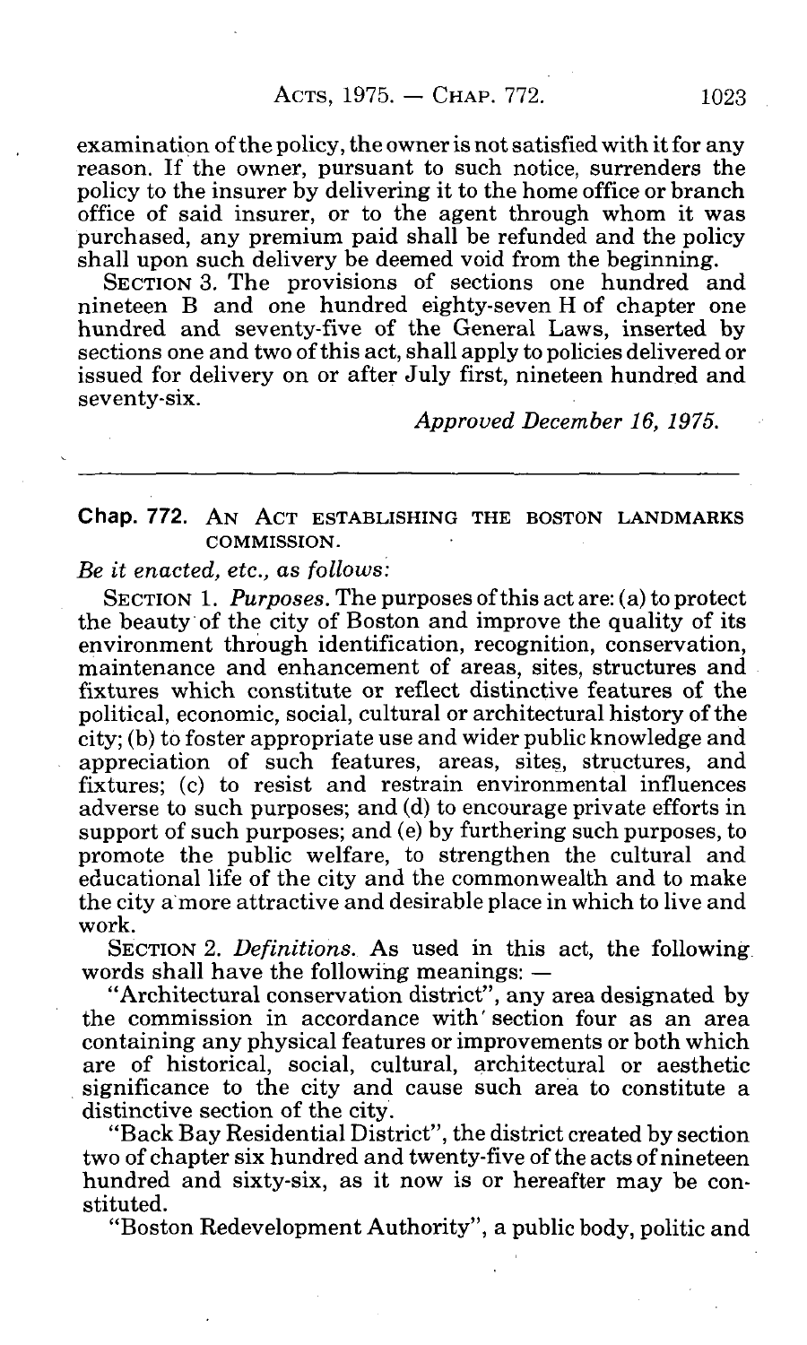examination of the policy, the owner is not satisfied with it for any reason. If the owner, pursuant to such notice, surrenders the policy to the insurer by delivering it to the home office or branch office of said insurer, or to the agent through whom it was purchased, any premium paid shall be refunded and the policy shall upon such delivery be deemed void from the beginning.

SECTION 3. The provisions of sections one hundred and nineteen B and one hundred eighty-seven H of chapter one hundred and seventy-five of the General Laws, inserted by sections one and two of this act, shall apply to policies delivered or issued for delivery on or after July first, nineteen hundred and seventy-six.

*Approved December 16, 1975.*

---

**Chap. 772.** AN ACT ESTABLISHING THE BOSTON LANDMARKS COMMISSION.

*Be it enacted, etc., as follows:*

SECTION 1. *Purposes.* The purposes of this act are: (a) to protect the beauty of the city of Boston and improve the quality of its environment through identification, recognition, conservation, maintenance and enhancement of areas, sites, structures and fixtures which constitute or reflect distinctive features of the political, economic, social, cultural or architectural history of the city; (b) to foster appropriate use and wider public knowledge and appreciation of such features, areas, sites, structures, and fixtures; (c) to resist and restrain environmental influences adverse to such purposes; and (d) to encourage private efforts in support of such purposes; and (e) by furthering such purposes, to promote the public welfare, to strengthen the cultural and educational life of the city and the commonwealth and to make the city a more attractive and desirable place in which to live and work.

SECTION 2. *Definitions.* As used in this act, the following words shall have the following meanings: —

"Architectural conservation district", any area designated by the commission in accordance with section four as an area containing any physical features or improvements or both which are of historical, social, cultural, architectural or aesthetic significance to the city and cause such area to constitute a distinctive section of the city.

"Back Bay Residential District", the district created by section two of chapter six hundred and twenty-five of the acts of nineteen hundred and sixty-six, as it now is or hereafter may be constituted.

"Boston Redevelopment Authority", a public body, politic and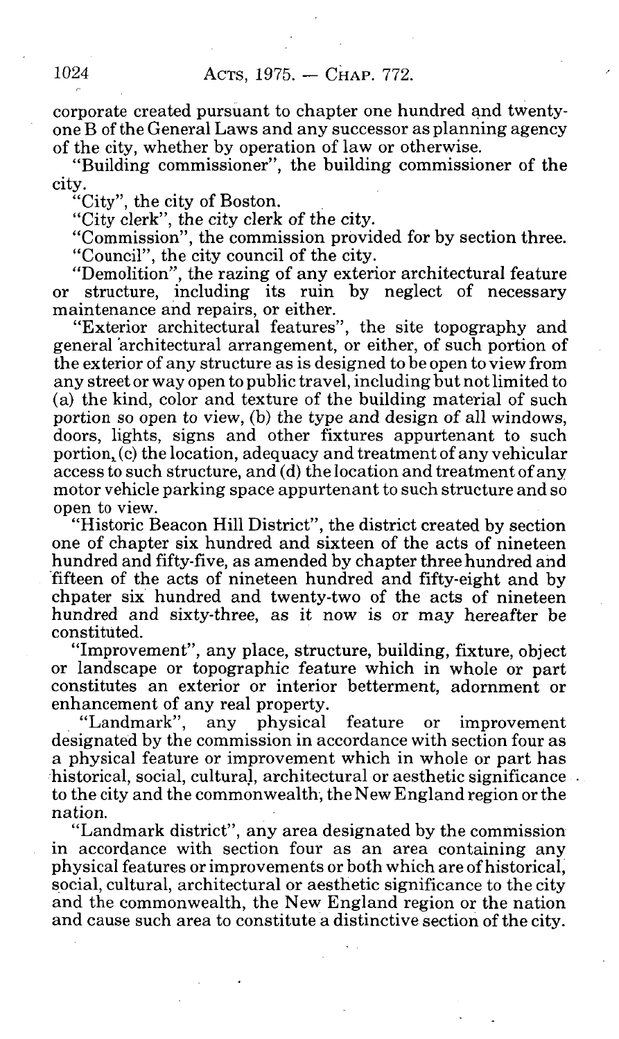corporate created pursuant to chapter one hundred and twenty-one B of the General Laws and any successor as planning agency of the city, whether by operation of law or otherwise.

"Building commissioner", the building commissioner of the city.

"City", the city of Boston.

"City clerk", the city clerk of the city.

"Commission", the commission provided for by section three.

"Council", the city council of the city.

"Demolition", the razing of any exterior architectural feature or structure, including its ruin by neglect of necessary maintenance and repairs, or either.

"Exterior architectural features", the site topography and general architectural arrangement, or either, of such portion of the exterior of any structure as is designed to be open to view from any street or way open to public travel, including but not limited to (a) the kind, color and texture of the building material of such portion so open to view, (b) the type and design of all windows, doors, lights, signs and other fixtures appurtenant to such portion, (c) the location, adequacy and treatment of any vehicular access to such structure, and (d) the location and treatment of any motor vehicle parking space appurtenant to such structure and so open to view.

"Historic Beacon Hill District", the district created by section one of chapter six hundred and sixteen of the acts of nineteen hundred and fifty-five, as amended by chapter three hundred and fifteen of the acts of nineteen hundred and fifty-eight and by chpater six hundred and twenty-two of the acts of nineteen hundred and sixty-three, as it now is or may hereafter be constituted.

"Improvement", any place, structure, building, fixture, object or landscape or topographic feature which in whole or part constitutes an exterior or interior betterment, adornment or enhancement of any real property.

"Landmark", any physical feature or improvement designated by the commission in accordance with section four as a physical feature or improvement which in whole or part has historical, social, cultural, architectural or aesthetic significance to the city and the commonwealth, the New England region or the nation.

"Landmark district", any area designated by the commission in accordance with section four as an area containing any physical features or improvements or both which are of historical, social, cultural, architectural or aesthetic significance to the city and the commonwealth, the New England region or the nation and cause such area to constitute a distinctive section of the city.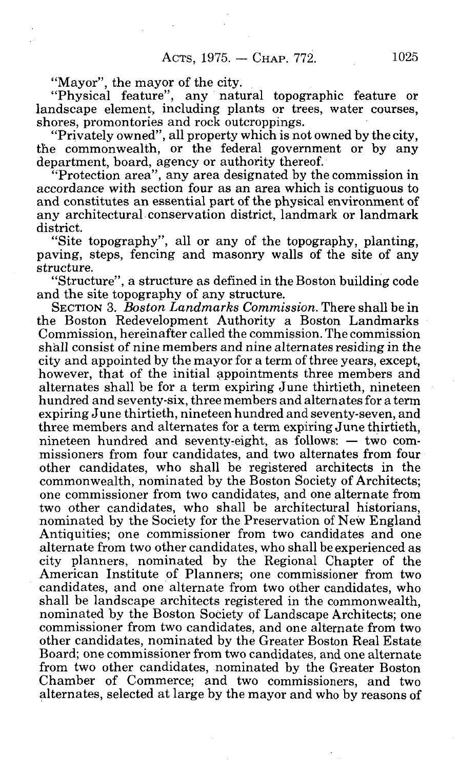"Mayor", the mayor of the city.

"Physical feature", any natural topographic feature or landscape element, including plants or trees, water courses, shores, promontories and rock outcroppings.

"Privately owned", all property which is not owned by the city, the commonwealth, or the federal government or by any department, board, agency or authority thereof.

"Protection area", any area designated by the commission in accordance with section four as an area which is contiguous to and constitutes an essential part of the physical environment of any architectural conservation district, landmark or landmark district.

"Site topography", all or any of the topography, planting, paving, steps, fencing and masonry walls of the site of any structure.

"Structure", a structure as defined in the Boston building code and the site topography of any structure.

SECTION 3. *Boston Landmarks Commission.* There shall be in the Boston Redevelopment Authority a Boston Landmarks Commission, hereinafter called the commission. The commission shall consist of nine members and nine alternates residing in the city and appointed by the mayor for a term of three years, except, however, that of the initial appointments three members and alternates shall be for a term expiring June thirtieth, nineteen hundred and seventy-six, three members and alternates for a term expiring June thirtieth, nineteen hundred and seventy-seven, and three members and alternates for a term expiring June thirtieth, nineteen hundred and seventy-eight, as follows: — two commissioners from four candidates, and two alternates from four other candidates, who shall be registered architects in the commonwealth, nominated by the Boston Society of Architects; one commissioner from two candidates, and one alternate from two other candidates, who shall be architectural historians, nominated by the Society for the Preservation of New England Antiquities; one commissioner from two candidates and one alternate from two other candidates, who shall be experienced as city planners, nominated by the Regional Chapter of the American Institute of Planners; one commissioner from two candidates, and one alternate from two other candidates, who shall be landscape architects registered in the commonwealth, nominated by the Boston Society of Landscape Architects; one commissioner from two candidates, and one alternate from two other candidates, nominated by the Greater Boston Real Estate Board; one commissioner from two candidates, and one alternate from two other candidates, nominated by the Greater Boston Chamber of Commerce; and two commissioners, and two alternates, selected at large by the mayor and who by reasons of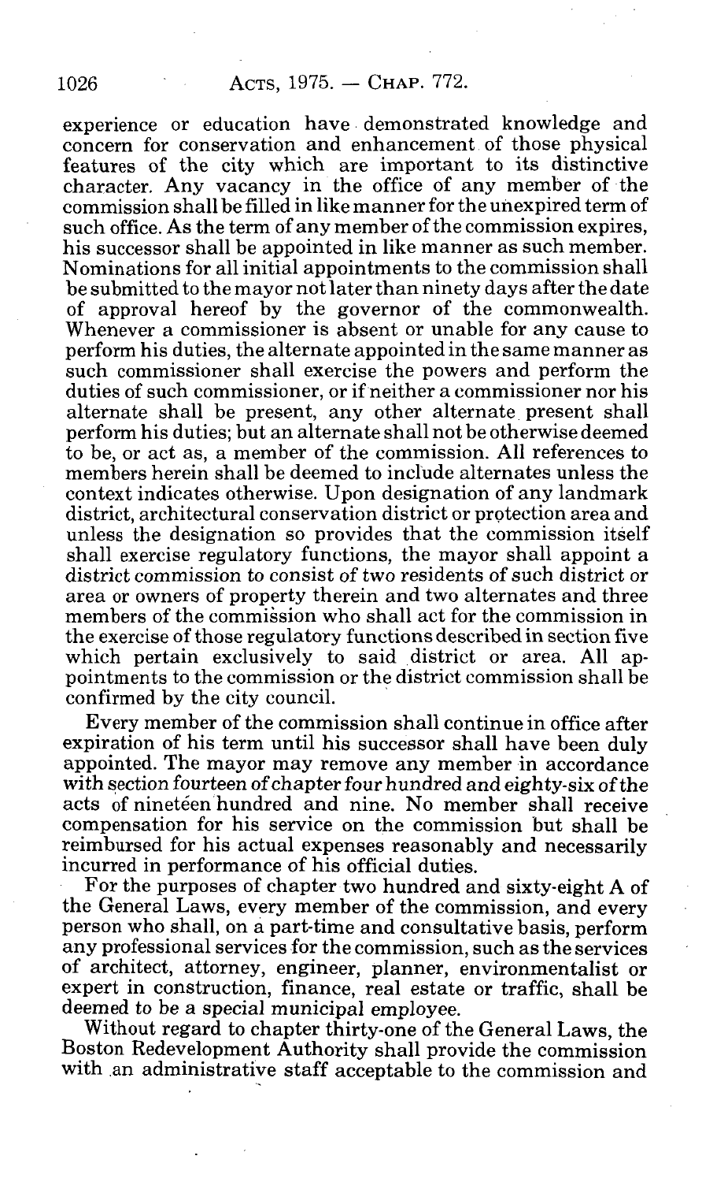experience or education have demonstrated knowledge and concern for conservation and enhancement of those physical features of the city which are important to its distinctive character. Any vacancy in the office of any member of the commission shall be filled in like manner for the unexpired term of such office. As the term of any member of the commission expires, his successor shall be appointed in like manner as such member. Nominations for all initial appointments to the commission shall be submitted to the mayor not later than ninety days after the date of approval hereof by the governor of the commonwealth. Whenever a commissioner is absent or unable for any cause to perform his duties, the alternate appointed in the same manner as such commissioner shall exercise the powers and perform the duties of such commissioner, or if neither a commissioner nor his alternate shall be present, any other alternate present shall perform his duties; but an alternate shall not be otherwise deemed to be, or act as, a member of the commission. All references to members herein shall be deemed to include alternates unless the context indicates otherwise. Upon designation of any landmark district, architectural conservation district or protection area and unless the designation so provides that the commission itself shall exercise regulatory functions, the mayor shall appoint a district commission to consist of two residents of such district or area or owners of property therein and two alternates and three members of the commission who shall act for the commission in the exercise of those regulatory functions described in section five which pertain exclusively to said district or area. All appointments to the commission or the district commission shall be confirmed by the city council.

Every member of the commission shall continue in office after expiration of his term until his successor shall have been duly appointed. The mayor may remove any member in accordance with section fourteen of chapter four hundred and eighty-six of the acts of nineteen hundred and nine. No member shall receive compensation for his service on the commission but shall be reimbursed for his actual expenses reasonably and necessarily incurred in performance of his official duties.

For the purposes of chapter two hundred and sixty-eight A of the General Laws, every member of the commission, and every person who shall, on a part-time and consultative basis, perform any professional services for the commission, such as the services of architect, attorney, engineer, planner, environmentalist or expert in construction, finance, real estate or traffic, shall be deemed to be a special municipal employee.

Without regard to chapter thirty-one of the General Laws, the Boston Redevelopment Authority shall provide the commission with an administrative staff acceptable to the commission and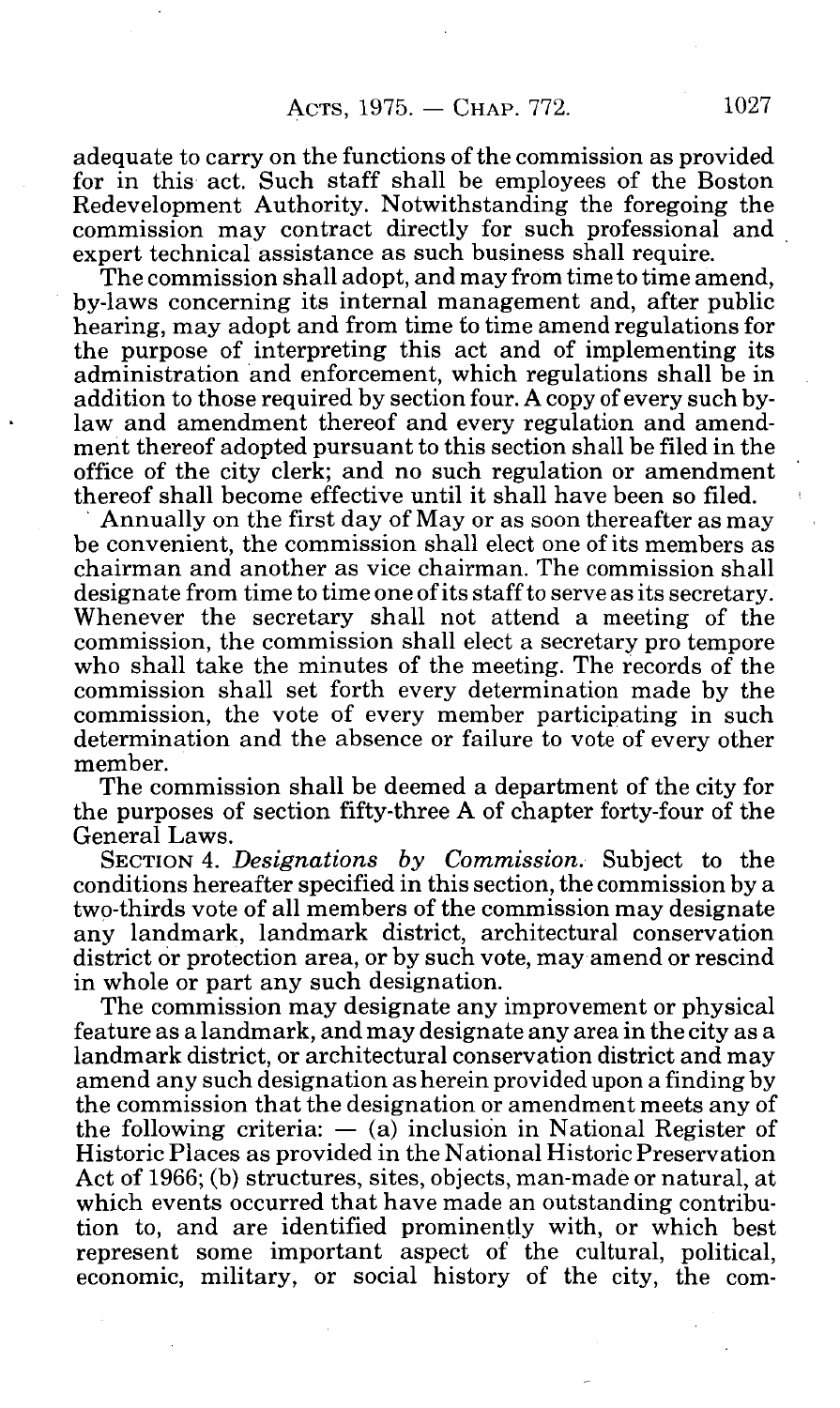adequate to carry on the functions of the commission as provided for in this act. Such staff shall be employees of the Boston Redevelopment Authority. Notwithstanding the foregoing the commission may contract directly for such professional and expert technical assistance as such business shall require.

The commission shall adopt, and may from time to time amend, by-laws concerning its internal management and, after public hearing, may adopt and from time to time amend regulations for the purpose of interpreting this act and of implementing its administration and enforcement, which regulations shall be in addition to those required by section four. A copy of every such by-law and amendment thereof and every regulation and amendment thereof adopted pursuant to this section shall be filed in the office of the city clerk; and no such regulation or amendment thereof shall become effective until it shall have been so filed.

Annually on the first day of May or as soon thereafter as may be convenient, the commission shall elect one of its members as chairman and another as vice chairman. The commission shall designate from time to time one of its staff to serve as its secretary. Whenever the secretary shall not attend a meeting of the commission, the commission shall elect a secretary pro tempore who shall take the minutes of the meeting. The records of the commission shall set forth every determination made by the commission, the vote of every member participating in such determination and the absence or failure to vote of every other member.

The commission shall be deemed a department of the city for the purposes of section fifty-three A of chapter forty-four of the General Laws.

SECTION 4. *Designations by Commission.* Subject to the conditions hereafter specified in this section, the commission by a two-thirds vote of all members of the commission may designate any landmark, landmark district, architectural conservation district or protection area, or by such vote, may amend or rescind in whole or part any such designation.

The commission may designate any improvement or physical feature as a landmark, and may designate any area in the city as a landmark district, or architectural conservation district and may amend any such designation as herein provided upon a finding by the commission that the designation or amendment meets any of the following criteria: — (a) inclusion in National Register of Historic Places as provided in the National Historic Preservation Act of 1966; (b) structures, sites, objects, man-made or natural, at which events occurred that have made an outstanding contribution to, and are identified prominently with, or which best represent some important aspect of the cultural, political, economic, military, or social history of the city, the com-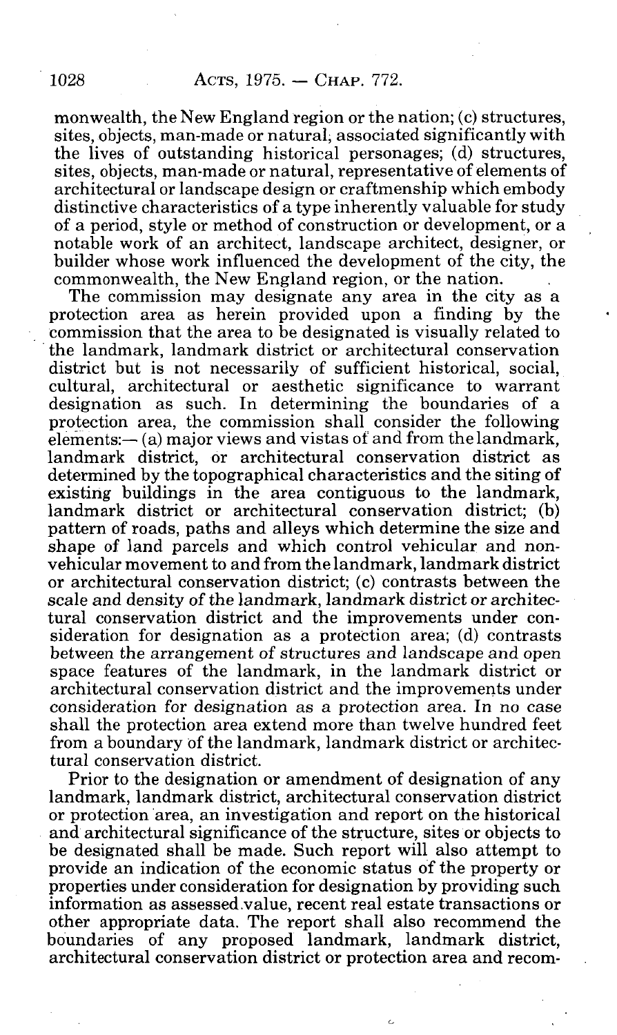monwealth, the New England region or the nation; (c) structures, sites, objects, man-made or natural, associated significantly with the lives of outstanding historical personages; (d) structures, sites, objects, man-made or natural, representative of elements of architectural or landscape design or craftmenship which embody distinctive characteristics of a type inherently valuable for study of a period, style or method of construction or development, or a notable work of an architect, landscape architect, designer, or builder whose work influenced the development of the city, the commonwealth, the New England region, or the nation.

The commission may designate any area in the city as a protection area as herein provided upon a finding by the commission that the area to be designated is visually related to the landmark, landmark district or architectural conservation district but is not necessarily of sufficient historical, social, cultural, architectural or aesthetic significance to warrant designation as such. In determining the boundaries of a protection area, the commission shall consider the following elements:— (a) major views and vistas of and from the landmark, landmark district, or architectural conservation district as determined by the topographical characteristics and the siting of existing buildings in the area contiguous to the landmark, landmark district or architectural conservation district; (b) pattern of roads, paths and alleys which determine the size and shape of land parcels and which control vehicular and non-vehicular movement to and from the landmark, landmark district or architectural conservation district; (c) contrasts between the scale and density of the landmark, landmark district or architectural conservation district and the improvements under consideration for designation as a protection area; (d) contrasts between the arrangement of structures and landscape and open space features of the landmark, in the landmark district or architectural conservation district and the improvements under consideration for designation as a protection area. In no case shall the protection area extend more than twelve hundred feet from a boundary of the landmark, landmark district or architectural conservation district.

Prior to the designation or amendment of designation of any landmark, landmark district, architectural conservation district or protection area, an investigation and report on the historical and architectural significance of the structure, sites or objects to be designated shall be made. Such report will also attempt to provide an indication of the economic status of the property or properties under consideration for designation by providing such information as assessed value, recent real estate transactions or other appropriate data. The report shall also recommend the boundaries of any proposed landmark, landmark district, architectural conservation district or protection area and recom-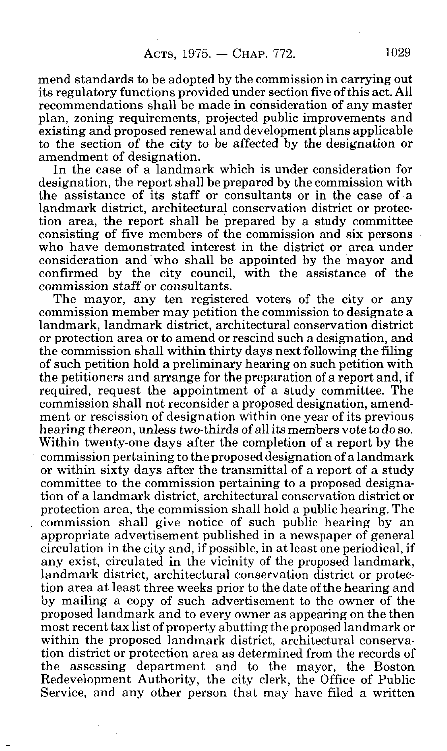mend standards to be adopted by the commission in carrying out its regulatory functions provided under section five of this act. All recommendations shall be made in consideration of any master plan, zoning requirements, projected public improvements and existing and proposed renewal and development plans applicable to the section of the city to be affected by the designation or amendment of designation.

In the case of a landmark which is under consideration for designation, the report shall be prepared by the commission with the assistance of its staff or consultants or in the case of a landmark district, architectural conservation district or protection area, the report shall be prepared by a study committee consisting of five members of the commission and six persons who have demonstrated interest in the district or area under consideration and who shall be appointed by the mayor and confirmed by the city council, with the assistance of the commission staff or consultants.

The mayor, any ten registered voters of the city or any commission member may petition the commission to designate a landmark, landmark district, architectural conservation district or protection area or to amend or rescind such a designation, and the commission shall within thirty days next following the filing of such petition hold a preliminary hearing on such petition with the petitioners and arrange for the preparation of a report and, if required, request the appointment of a study committee. The commission shall not reconsider a proposed designation, amendment or rescission of designation within one year of its previous hearing thereon, unless two-thirds of all its members vote to do so. Within twenty-one days after the completion of a report by the commission pertaining to the proposed designation of a landmark or within sixty days after the transmittal of a report of a study committee to the commission pertaining to a proposed designation of a landmark district, architectural conservation district or protection area, the commission shall hold a public hearing. The commission shall give notice of such public hearing by an appropriate advertisement published in a newspaper of general circulation in the city and, if possible, in at least one periodical, if any exist, circulated in the vicinity of the proposed landmark, landmark district, architectural conservation district or protection area at least three weeks prior to the date of the hearing and by mailing a copy of such advertisement to the owner of the proposed landmark and to every owner as appearing on the then most recent tax list of property abutting the proposed landmark or within the proposed landmark district, architectural conservation district or protection area as determined from the records of the assessing department and to the mayor, the Boston Redevelopment Authority, the city clerk, the Office of Public Service, and any other person that may have filed a written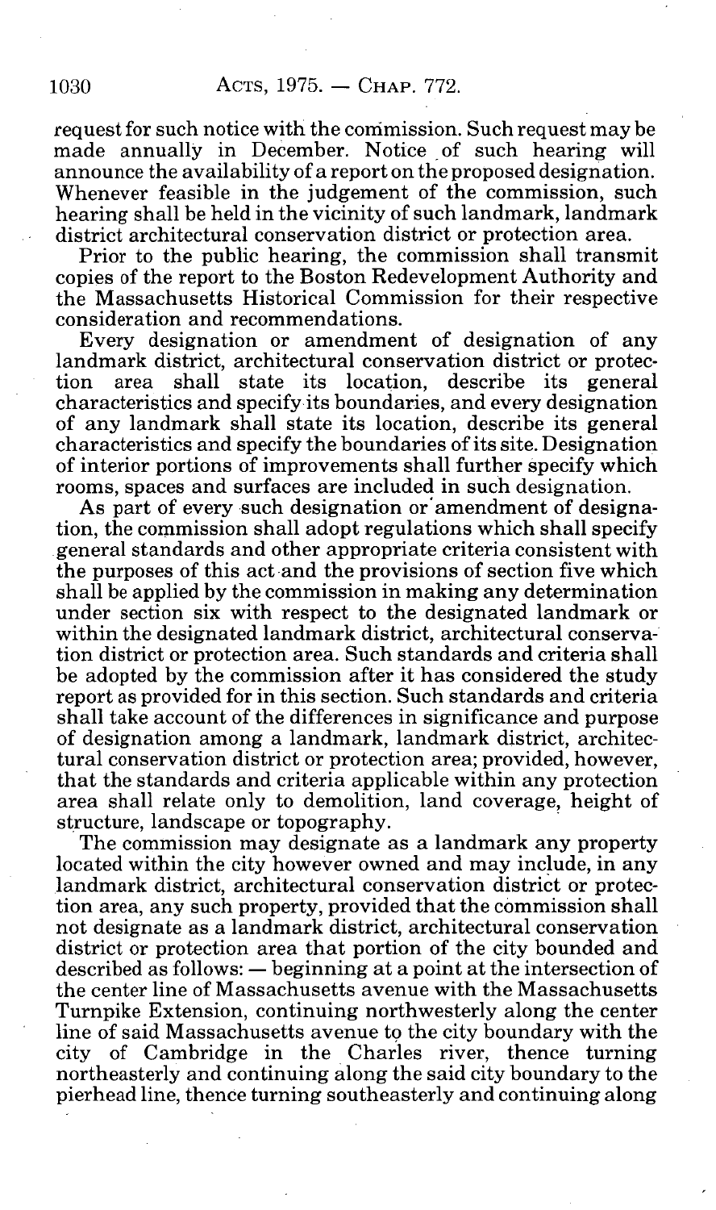request for such notice with the commission. Such request may be made annually in December. Notice of such hearing will announce the availability of a report on the proposed designation. Whenever feasible in the judgement of the commission, such hearing shall be held in the vicinity of such landmark, landmark district architectural conservation district or protection area.

Prior to the public hearing, the commission shall transmit copies of the report to the Boston Redevelopment Authority and the Massachusetts Historical Commission for their respective consideration and recommendations.

Every designation or amendment of designation of any landmark district, architectural conservation district or protection area shall state its location, describe its general characteristics and specify its boundaries, and every designation of any landmark shall state its location, describe its general characteristics and specify the boundaries of its site. Designation of interior portions of improvements shall further specify which rooms, spaces and surfaces are included in such designation.

As part of every such designation or amendment of designation, the commission shall adopt regulations which shall specify general standards and other appropriate criteria consistent with the purposes of this act and the provisions of section five which shall be applied by the commission in making any determination under section six with respect to the designated landmark or within the designated landmark district, architectural conservation district or protection area. Such standards and criteria shall be adopted by the commission after it has considered the study report as provided for in this section. Such standards and criteria shall take account of the differences in significance and purpose of designation among a landmark, landmark district, architectural conservation district or protection area; provided, however, that the standards and criteria applicable within any protection area shall relate only to demolition, land coverage, height of structure, landscape or topography.

The commission may designate as a landmark any property located within the city however owned and may include, in any landmark district, architectural conservation district or protection area, any such property, provided that the commission shall not designate as a landmark district, architectural conservation district or protection area that portion of the city bounded and described as follows: — beginning at a point at the intersection of the center line of Massachusetts avenue with the Massachusetts Turnpike Extension, continuing northwesterly along the center line of said Massachusetts avenue to the city boundary with the city of Cambridge in the Charles river, thence turning northeasterly and continuing along the said city boundary to the pierhead line, thence turning southeasterly and continuing along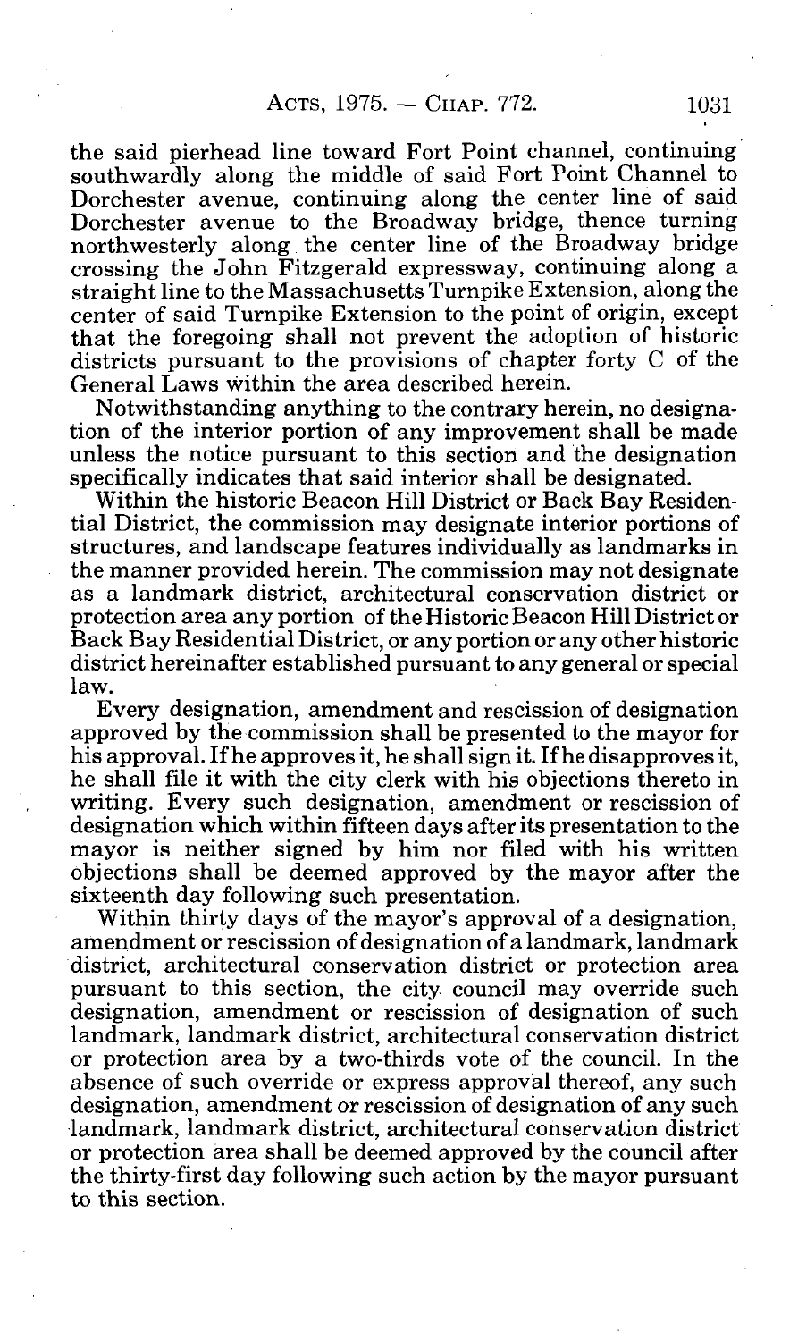the said pierhead line toward Fort Point channel, continuing southwardly along the middle of said Fort Point Channel to Dorchester avenue, continuing along the center line of said Dorchester avenue to the Broadway bridge, thence turning northwesterly along the center line of the Broadway bridge crossing the John Fitzgerald expressway, continuing along a straight line to the Massachusetts Turnpike Extension, along the center of said Turnpike Extension to the point of origin, except that the foregoing shall not prevent the adoption of historic districts pursuant to the provisions of chapter forty C of the General Laws within the area described herein.

Notwithstanding anything to the contrary herein, no designation of the interior portion of any improvement shall be made unless the notice pursuant to this section and the designation specifically indicates that said interior shall be designated.

Within the historic Beacon Hill District or Back Bay Residential District, the commission may designate interior portions of structures, and landscape features individually as landmarks in the manner provided herein. The commission may not designate as a landmark district, architectural conservation district or protection area any portion of the Historic Beacon Hill District or Back Bay Residential District, or any portion or any other historic district hereinafter established pursuant to any general or special law.

Every designation, amendment and rescission of designation approved by the commission shall be presented to the mayor for his approval. If he approves it, he shall sign it. If he disapproves it, he shall file it with the city clerk with his objections thereto in writing. Every such designation, amendment or rescission of designation which within fifteen days after its presentation to the mayor is neither signed by him nor filed with his written objections shall be deemed approved by the mayor after the sixteenth day following such presentation.

Within thirty days of the mayor's approval of a designation, amendment or rescission of designation of a landmark, landmark district, architectural conservation district or protection area pursuant to this section, the city council may override such designation, amendment or rescission of designation of such landmark, landmark district, architectural conservation district or protection area by a two-thirds vote of the council. In the absence of such override or express approval thereof, any such designation, amendment or rescission of designation of any such landmark, landmark district, architectural conservation district or protection area shall be deemed approved by the council after the thirty-first day following such action by the mayor pursuant to this section.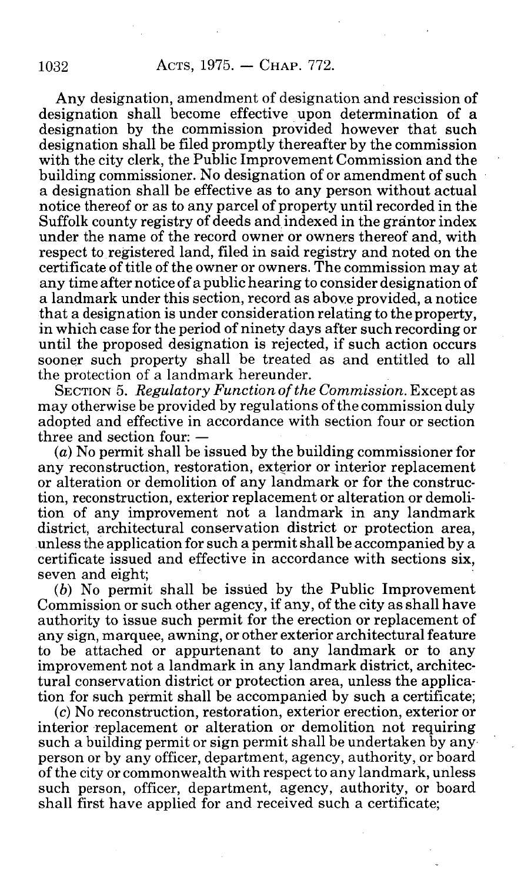Any designation, amendment of designation and rescission of designation shall become effective upon determination of a designation by the commission provided however that such designation shall be filed promptly thereafter by the commission with the city clerk, the Public Improvement Commission and the building commissioner. No designation of or amendment of such a designation shall be effective as to any person without actual notice thereof or as to any parcel of property until recorded in the Suffolk county registry of deeds and indexed in the grantor index under the name of the record owner or owners thereof and, with respect to registered land, filed in said registry and noted on the certificate of title of the owner or owners. The commission may at any time after notice of a public hearing to consider designation of a landmark under this section, record as above provided, a notice that a designation is under consideration relating to the property, in which case for the period of ninety days after such recording or until the proposed designation is rejected, if such action occurs sooner such property shall be treated as and entitled to all the protection of a landmark hereunder.

SECTION 5. *Regulatory Function of the Commission.* Except as may otherwise be provided by regulations of the commission duly adopted and effective in accordance with section four or section three and section four: —

(*a*) No permit shall be issued by the building commissioner for any reconstruction, restoration, exterior or interior replacement or alteration or demolition of any landmark or for the construction, reconstruction, exterior replacement or alteration or demolition of any improvement not a landmark in any landmark district, architectural conservation district or protection area, unless the application for such a permit shall be accompanied by a certificate issued and effective in accordance with sections six, seven and eight;

(*b*) No permit shall be issued by the Public Improvement Commission or such other agency, if any, of the city as shall have authority to issue such permit for the erection or replacement of any sign, marquee, awning, or other exterior architectural feature to be attached or appurtenant to any landmark or to any improvement not a landmark in any landmark district, architectural conservation district or protection area, unless the application for such permit shall be accompanied by such a certificate;

(*c*) No reconstruction, restoration, exterior erection, exterior or interior replacement or alteration or demolition not requiring such a building permit or sign permit shall be undertaken by any person or by any officer, department, agency, authority, or board of the city or commonwealth with respect to any landmark, unless such person, officer, department, agency, authority, or board shall first have applied for and received such a certificate;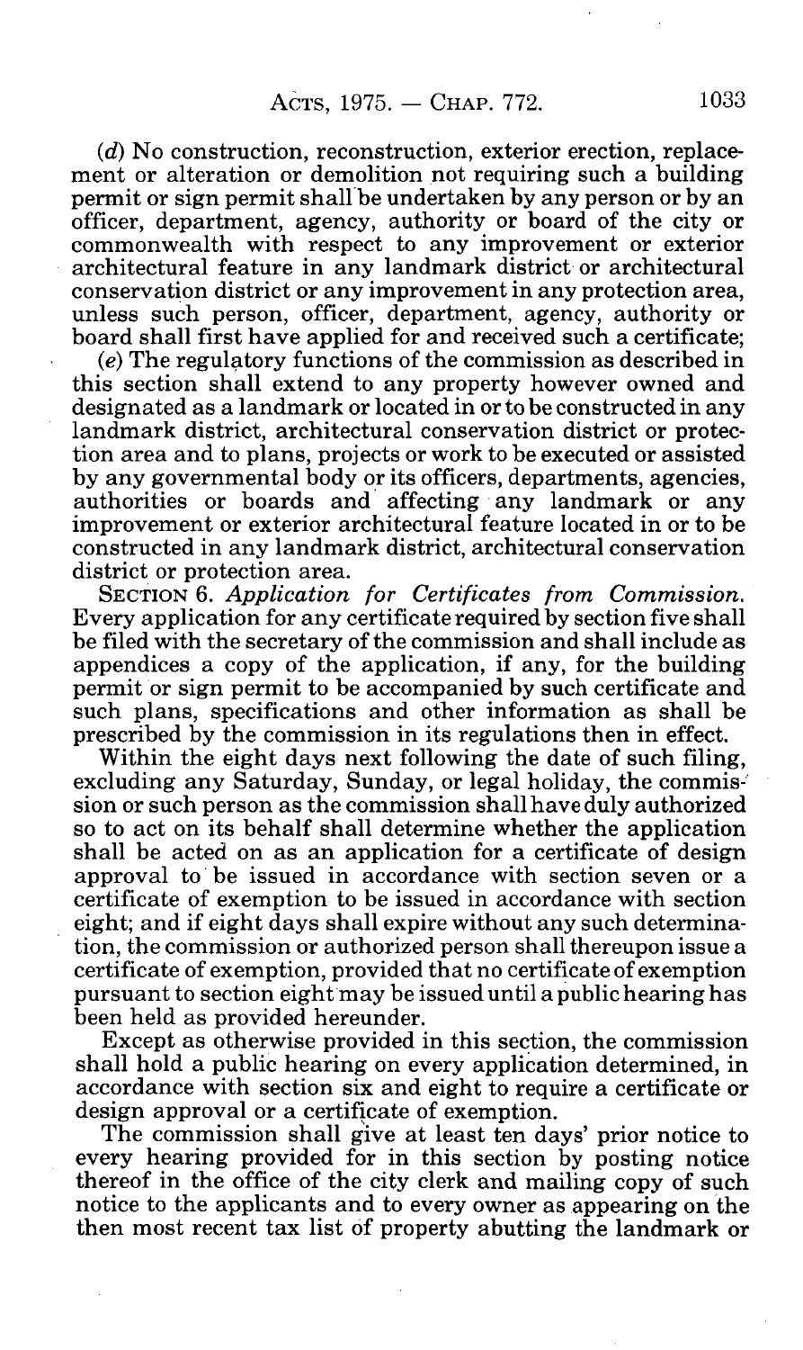(*d*) No construction, reconstruction, exterior erection, replacement or alteration or demolition not requiring such a building permit or sign permit shall be undertaken by any person or by an officer, department, agency, authority or board of the city or commonwealth with respect to any improvement or exterior architectural feature in any landmark district or architectural conservation district or any improvement in any protection area, unless such person, officer, department, agency, authority or board shall first have applied for and received such a certificate;

(*e*) The regulatory functions of the commission as described in this section shall extend to any property however owned and designated as a landmark or located in or to be constructed in any landmark district, architectural conservation district or protection area and to plans, projects or work to be executed or assisted by any governmental body or its officers, departments, agencies, authorities or boards and affecting any landmark or any improvement or exterior architectural feature located in or to be constructed in any landmark district, architectural conservation district or protection area.

SECTION 6. *Application for Certificates from Commission.* Every application for any certificate required by section five shall be filed with the secretary of the commission and shall include as appendices a copy of the application, if any, for the building permit or sign permit to be accompanied by such certificate and such plans, specifications and other information as shall be prescribed by the commission in its regulations then in effect.

Within the eight days next following the date of such filing, excluding any Saturday, Sunday, or legal holiday, the commission or such person as the commission shall have duly authorized so to act on its behalf shall determine whether the application shall be acted on as an application for a certificate of design approval to be issued in accordance with section seven or a certificate of exemption to be issued in accordance with section eight; and if eight days shall expire without any such determination, the commission or authorized person shall thereupon issue a certificate of exemption, provided that no certificate of exemption pursuant to section eight may be issued until a public hearing has been held as provided hereunder.

Except as otherwise provided in this section, the commission shall hold a public hearing on every application determined, in accordance with section six and eight to require a certificate or design approval or a certificate of exemption.

The commission shall give at least ten days' prior notice to every hearing provided for in this section by posting notice thereof in the office of the city clerk and mailing copy of such notice to the applicants and to every owner as appearing on the then most recent tax list of property abutting the landmark or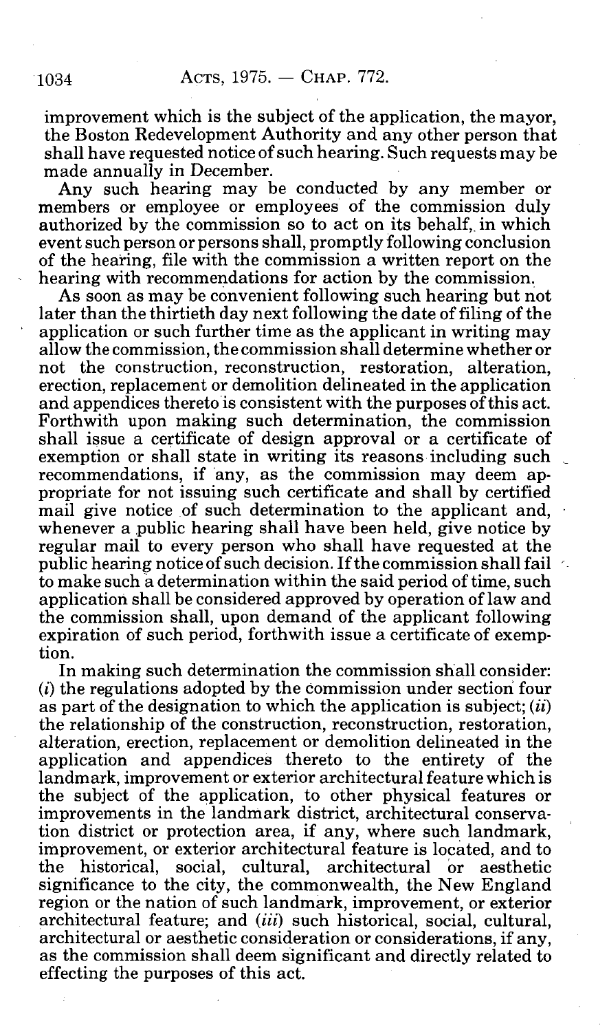improvement which is the subject of the application, the mayor, the Boston Redevelopment Authority and any other person that shall have requested notice of such hearing. Such requests may be made annually in December.

Any such hearing may be conducted by any member or members or employee or employees of the commission duly authorized by the commission so to act on its behalf, in which event such person or persons shall, promptly following conclusion of the hearing, file with the commission a written report on the hearing with recommendations for action by the commission.

As soon as may be convenient following such hearing but not later than the thirtieth day next following the date of filing of the application or such further time as the applicant in writing may allow the commission, the commission shall determine whether or not the construction, reconstruction, restoration, alteration, erection, replacement or demolition delineated in the application and appendices thereto is consistent with the purposes of this act. Forthwith upon making such determination, the commission shall issue a certificate of design approval or a certificate of exemption or shall state in writing its reasons including such recommendations, if any, as the commission may deem appropriate for not issuing such certificate and shall by certified mail give notice of such determination to the applicant and, whenever a public hearing shall have been held, give notice by regular mail to every person who shall have requested at the public hearing notice of such decision. If the commission shall fail to make such a determination within the said period of time, such application shall be considered approved by operation of law and the commission shall, upon demand of the applicant following expiration of such period, forthwith issue a certificate of exemption.

In making such determination the commission shall consider: (*i*) the regulations adopted by the commission under section four as part of the designation to which the application is subject; (*ii*) the relationship of the construction, reconstruction, restoration, alteration, erection, replacement or demolition delineated in the application and appendices thereto to the entirety of the landmark, improvement or exterior architectural feature which is the subject of the application, to other physical features or improvements in the landmark district, architectural conservation district or protection area, if any, where such landmark, improvement, or exterior architectural feature is located, and to the historical, social, cultural, architectural or aesthetic significance to the city, the commonwealth, the New England region or the nation of such landmark, improvement, or exterior architectural feature; and (*iii*) such historical, social, cultural, architectural or aesthetic consideration or considerations, if any, as the commission shall deem significant and directly related to effecting the purposes of this act.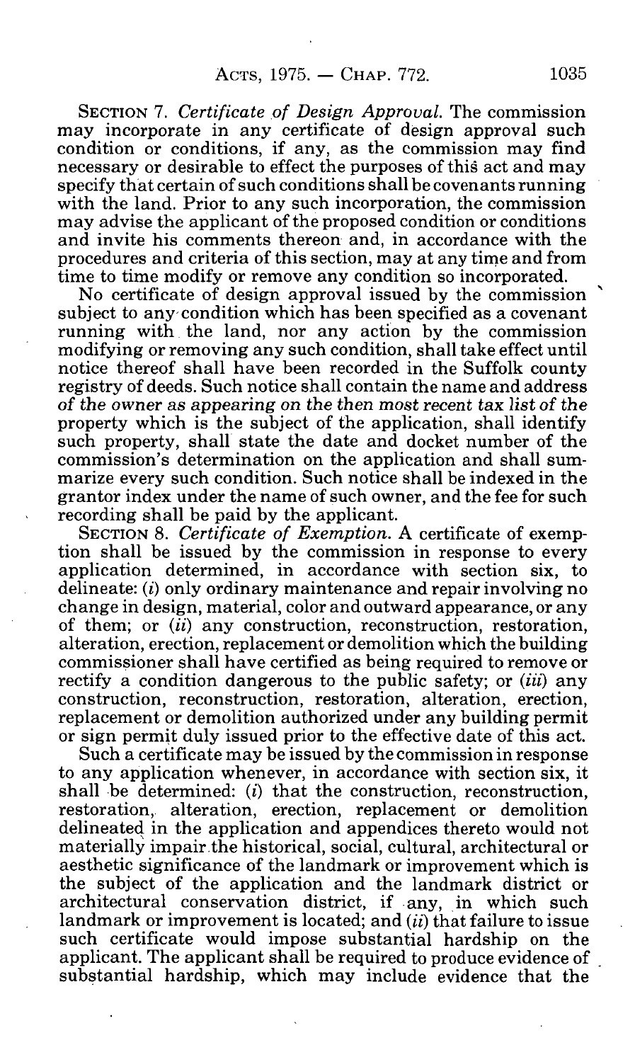SECTION 7. *Certificate of Design Approval.* The commission may incorporate in any certificate of design approval such condition or conditions, if any, as the commission may find necessary or desirable to effect the purposes of this act and may specify that certain of such conditions shall be covenants running with the land. Prior to any such incorporation, the commission may advise the applicant of the proposed condition or conditions and invite his comments thereon and, in accordance with the procedures and criteria of this section, may at any time and from time to time modify or remove any condition so incorporated.

No certificate of design approval issued by the commission subject to any condition which has been specified as a covenant running with the land, nor any action by the commission modifying or removing any such condition, shall take effect until notice thereof shall have been recorded in the Suffolk county registry of deeds. Such notice shall contain the name and address of the owner as appearing on the then most recent tax list of the property which is the subject of the application, shall identify such property, shall state the date and docket number of the commission's determination on the application and shall summarize every such condition. Such notice shall be indexed in the grantor index under the name of such owner, and the fee for such recording shall be paid by the applicant.

SECTION 8. *Certificate of Exemption.* A certificate of exemption shall be issued by the commission in response to every application determined, in accordance with section six, to delineate: (*i*) only ordinary maintenance and repair involving no change in design, material, color and outward appearance, or any of them; or (*ii*) any construction, reconstruction, restoration, alteration, erection, replacement or demolition which the building commissioner shall have certified as being required to remove or rectify a condition dangerous to the public safety; or (*iii*) any construction, reconstruction, restoration, alteration, erection, replacement or demolition authorized under any building permit or sign permit duly issued prior to the effective date of this act.

Such a certificate may be issued by the commission in response to any application whenever, in accordance with section six, it shall be determined: (*i*) that the construction, reconstruction, restoration, alteration, erection, replacement or demolition delineated in the application and appendices thereto would not materially impair the historical, social, cultural, architectural or aesthetic significance of the landmark or improvement which is the subject of the application and the landmark district or architectural conservation district, if any, in which such landmark or improvement is located; and (*ii*) that failure to issue such certificate would impose substantial hardship on the applicant. The applicant shall be required to produce evidence of substantial hardship, which may include evidence that the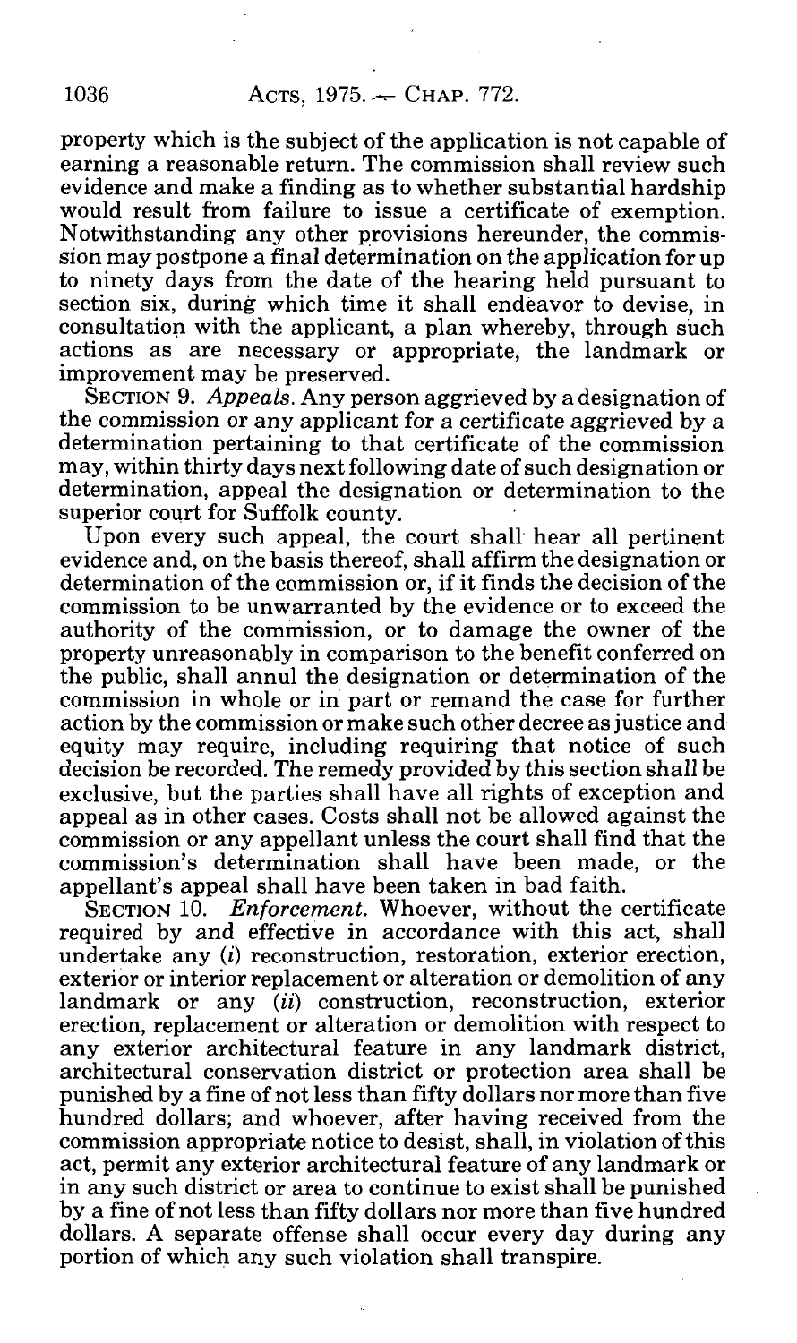property which is the subject of the application is not capable of earning a reasonable return. The commission shall review such evidence and make a finding as to whether substantial hardship would result from failure to issue a certificate of exemption. Notwithstanding any other provisions hereunder, the commission may postpone a final determination on the application for up to ninety days from the date of the hearing held pursuant to section six, during which time it shall endeavor to devise, in consultation with the applicant, a plan whereby, through such actions as are necessary or appropriate, the landmark or improvement may be preserved.

SECTION 9. *Appeals.* Any person aggrieved by a designation of the commission or any applicant for a certificate aggrieved by a determination pertaining to that certificate of the commission may, within thirty days next following date of such designation or determination, appeal the designation or determination to the superior court for Suffolk county.

Upon every such appeal, the court shall hear all pertinent evidence and, on the basis thereof, shall affirm the designation or determination of the commission or, if it finds the decision of the commission to be unwarranted by the evidence or to exceed the authority of the commission, or to damage the owner of the property unreasonably in comparison to the benefit conferred on the public, shall annul the designation or determination of the commission in whole or in part or remand the case for further action by the commission or make such other decree as justice and equity may require, including requiring that notice of such decision be recorded. The remedy provided by this section shall be exclusive, but the parties shall have all rights of exception and appeal as in other cases. Costs shall not be allowed against the commission or any appellant unless the court shall find that the commission's determination shall have been made, or the appellant's appeal shall have been taken in bad faith.

SECTION 10. *Enforcement.* Whoever, without the certificate required by and effective in accordance with this act, shall undertake any (*i*) reconstruction, restoration, exterior erection, exterior or interior replacement or alteration or demolition of any landmark or any (*ii*) construction, reconstruction, exterior erection, replacement or alteration or demolition with respect to any exterior architectural feature in any landmark district, architectural conservation district or protection area shall be punished by a fine of not less than fifty dollars nor more than five hundred dollars; and whoever, after having received from the commission appropriate notice to desist, shall, in violation of this act, permit any exterior architectural feature of any landmark or in any such district or area to continue to exist shall be punished by a fine of not less than fifty dollars nor more than five hundred dollars. A separate offense shall occur every day during any portion of which any such violation shall transpire.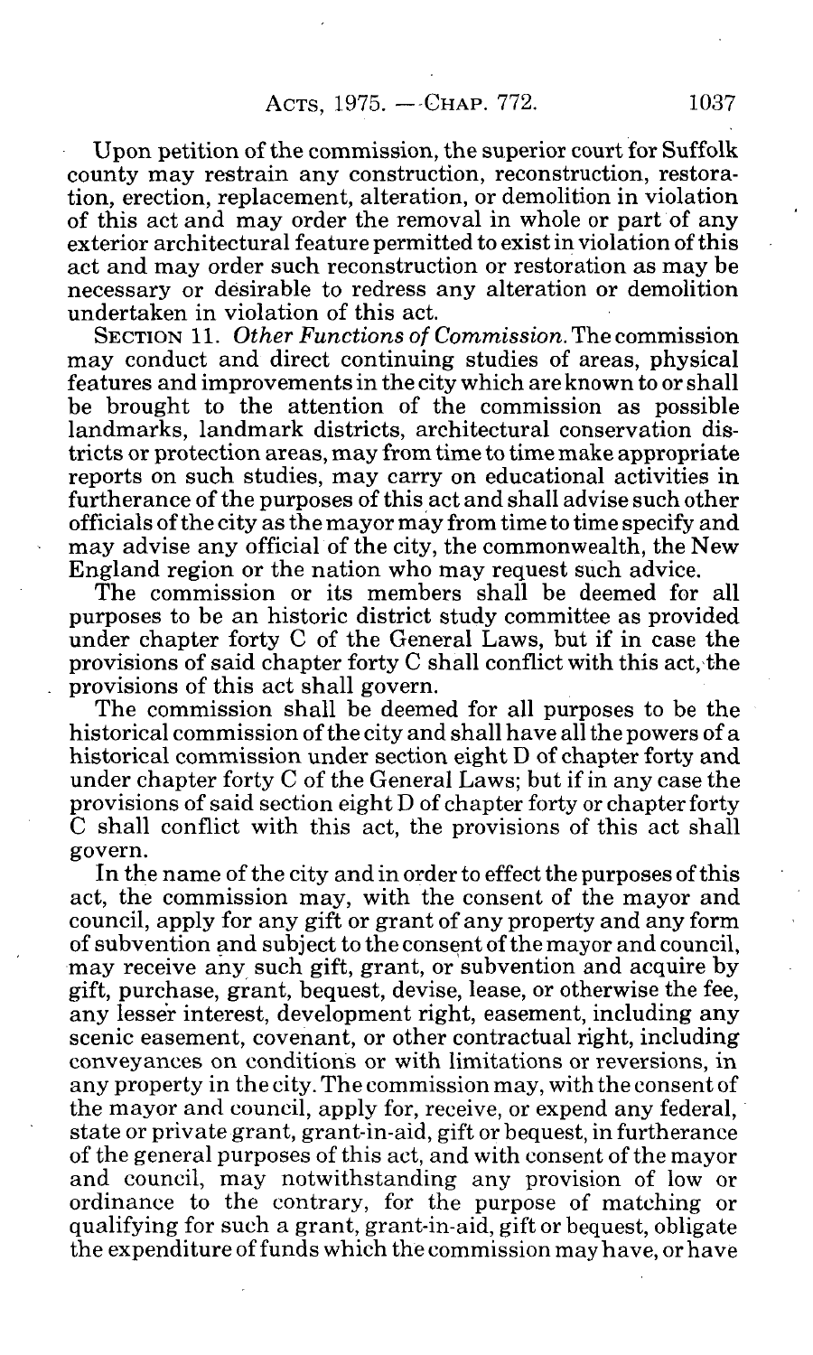Upon petition of the commission, the superior court for Suffolk county may restrain any construction, reconstruction, restoration, erection, replacement, alteration, or demolition in violation of this act and may order the removal in whole or part of any exterior architectural feature permitted to exist in violation of this act and may order such reconstruction or restoration as may be necessary or desirable to redress any alteration or demolition undertaken in violation of this act.

SECTION 11. *Other Functions of Commission.* The commission may conduct and direct continuing studies of areas, physical features and improvements in the city which are known to or shall be brought to the attention of the commission as possible landmarks, landmark districts, architectural conservation districts or protection areas, may from time to time make appropriate reports on such studies, may carry on educational activities in furtherance of the purposes of this act and shall advise such other officials of the city as the mayor may from time to time specify and may advise any official of the city, the commonwealth, the New England region or the nation who may request such advice.

The commission or its members shall be deemed for all purposes to be an historic district study committee as provided under chapter forty C of the General Laws, but if in case the provisions of said chapter forty C shall conflict with this act, the provisions of this act shall govern.

The commission shall be deemed for all purposes to be the historical commission of the city and shall have all the powers of a historical commission under section eight D of chapter forty and under chapter forty C of the General Laws; but if in any case the provisions of said section eight D of chapter forty or chapter forty C shall conflict with this act, the provisions of this act shall govern.

In the name of the city and in order to effect the purposes of this act, the commission may, with the consent of the mayor and council, apply for any gift or grant of any property and any form of subvention and subject to the consent of the mayor and council, may receive any such gift, grant, or subvention and acquire by gift, purchase, grant, bequest, devise, lease, or otherwise the fee, any lesser interest, development right, easement, including any scenic easement, covenant, or other contractual right, including conveyances on conditions or with limitations or reversions, in any property in the city. The commission may, with the consent of the mayor and council, apply for, receive, or expend any federal, state or private grant, grant-in-aid, gift or bequest, in furtherance of the general purposes of this act, and with consent of the mayor and council, may notwithstanding any provision of low or ordinance to the contrary, for the purpose of matching or qualifying for such a grant, grant-in-aid, gift or bequest, obligate the expenditure of funds which the commission may have, or have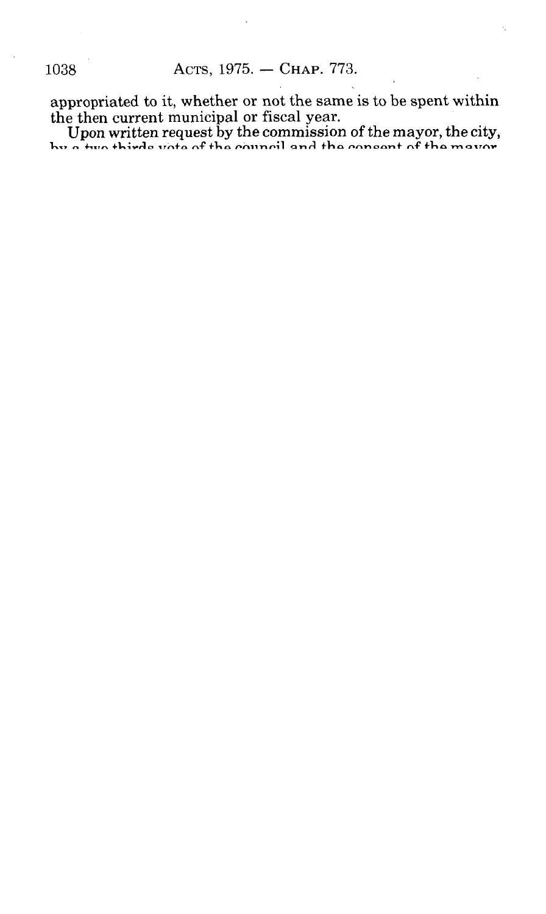appropriated to it, whether or not the same is to be spent within the then current municipal or fiscal year.

Upon written request by the commission of the mayor, the city, by a two thirds vote of the council and the consent of the mayor